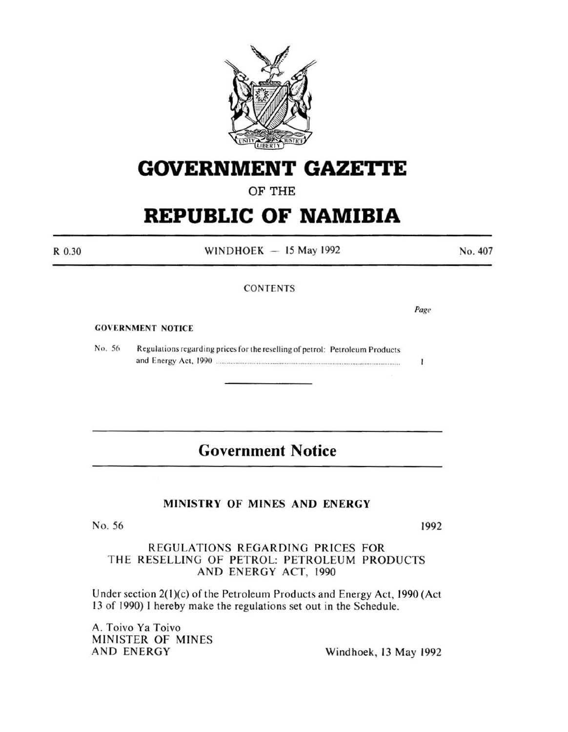# GOVERNMENT GAZETTE

OF THE

# REPUBLIC OF NAMIBIA

R 0.30 WINDHOEK — 15 May 1992 No. 407

CONTENTS

| | | Page |
|---|---|---|
| **GOVERNMENT NOTICE** | | |
| No. 56 | Regulations regarding prices for the reselling of petrol: Petroleum Products and Energy Act, 1990 | 1 |

---

## Government Notice

### MINISTRY OF MINES AND ENERGY

No. 56 1992

REGULATIONS REGARDING PRICES FOR THE RESELLING OF PETROL: PETROLEUM PRODUCTS AND ENERGY ACT, 1990

Under section 2(1)(c) of the Petroleum Products and Energy Act, 1990 (Act 13 of 1990) I hereby make the regulations set out in the Schedule.

A. Toivo Ya Toivo
MINISTER OF MINES
AND ENERGY

Windhoek, 13 May 1992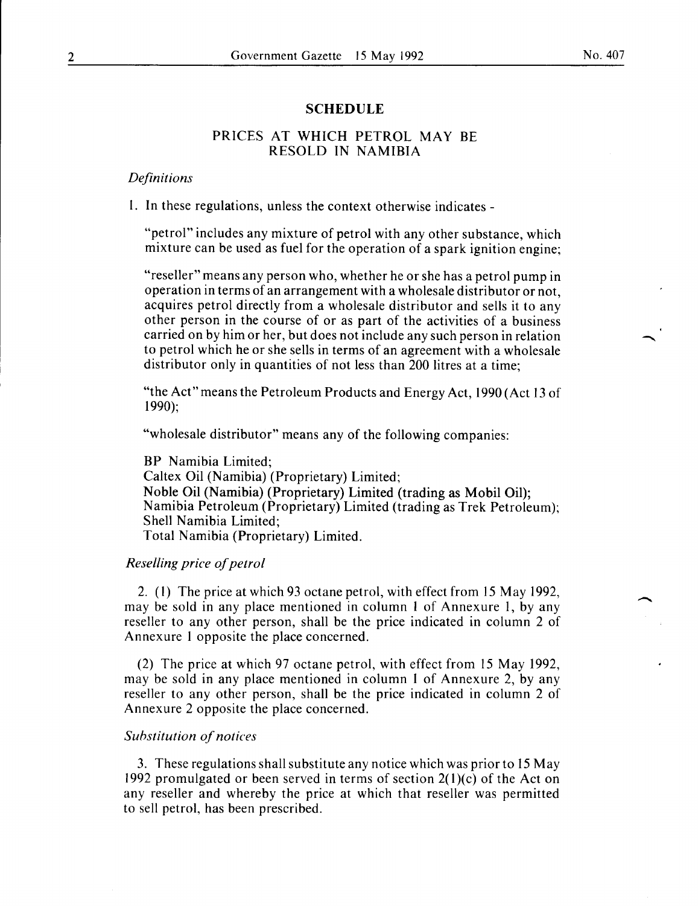## SCHEDULE

## PRICES AT WHICH PETROL MAY BE RESOLD IN NAMIBIA

*Definitions*

1. In these regulations, unless the context otherwise indicates -

"petrol" includes any mixture of petrol with any other substance, which mixture can be used as fuel for the operation of a spark ignition engine;

"reseller" means any person who, whether he or she has a petrol pump in operation in terms of an arrangement with a wholesale distributor or not, acquires petrol directly from a wholesale distributor and sells it to any other person in the course of or as part of the activities of a business carried on by him or her, but does not include any such person in relation to petrol which he or she sells in terms of an agreement with a wholesale distributor only in quantities of not less than 200 litres at a time;

"the Act" means the Petroleum Products and Energy Act, 1990 (Act 13 of 1990);

"wholesale distributor" means any of the following companies:

BP Namibia Limited;
Caltex Oil (Namibia) (Proprietary) Limited;
Noble Oil (Namibia) (Proprietary) Limited (trading as Mobil Oil);
Namibia Petroleum (Proprietary) Limited (trading as Trek Petroleum);
Shell Namibia Limited;
Total Namibia (Proprietary) Limited.

*Reselling price of petrol*

2. (1) The price at which 93 octane petrol, with effect from 15 May 1992, may be sold in any place mentioned in column 1 of Annexure 1, by any reseller to any other person, shall be the price indicated in column 2 of Annexure 1 opposite the place concerned.

(2) The price at which 97 octane petrol, with effect from 15 May 1992, may be sold in any place mentioned in column 1 of Annexure 2, by any reseller to any other person, shall be the price indicated in column 2 of Annexure 2 opposite the place concerned.

*Substitution of notices*

3. These regulations shall substitute any notice which was prior to 15 May 1992 promulgated or been served in terms of section 2(1)(c) of the Act on any reseller and whereby the price at which that reseller was permitted to sell petrol, has been prescribed.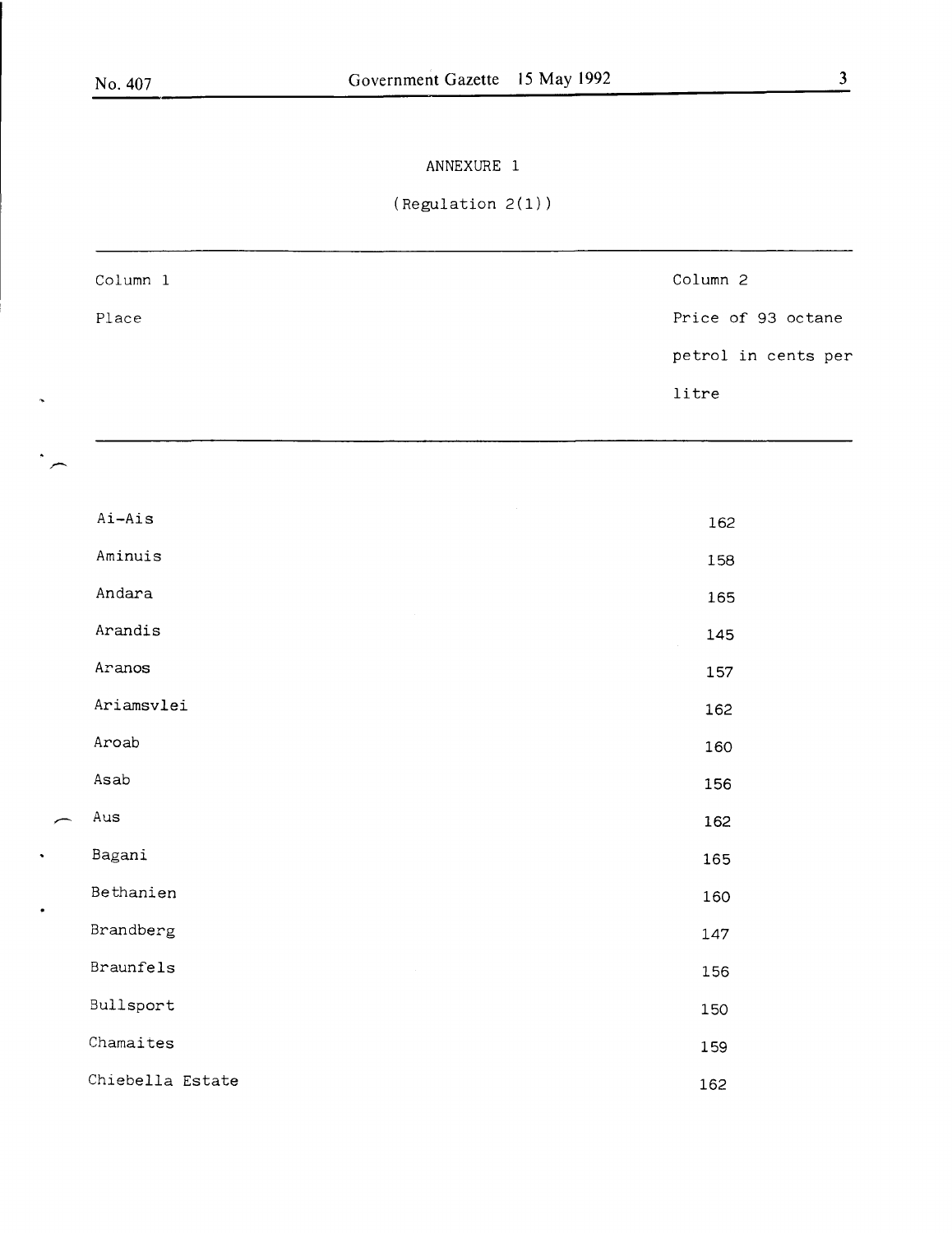ANNEXURE 1

(Regulation 2(1))

| Column 1<br>Place | Column 2<br>Price of 93 octane petrol in cents per litre |
| --- | --- |
| Ai-Ais | 162 |
| Aminuis | 158 |
| Andara | 165 |
| Arandis | 145 |
| Aranos | 157 |
| Ariamsvlei | 162 |
| Aroab | 160 |
| Asab | 156 |
| Aus | 162 |
| Bagani | 165 |
| Bethanien | 160 |
| Brandberg | 147 |
| Braunfels | 156 |
| Bullsport | 150 |
| Chamaites | 159 |
| Chiebella Estate | 162 |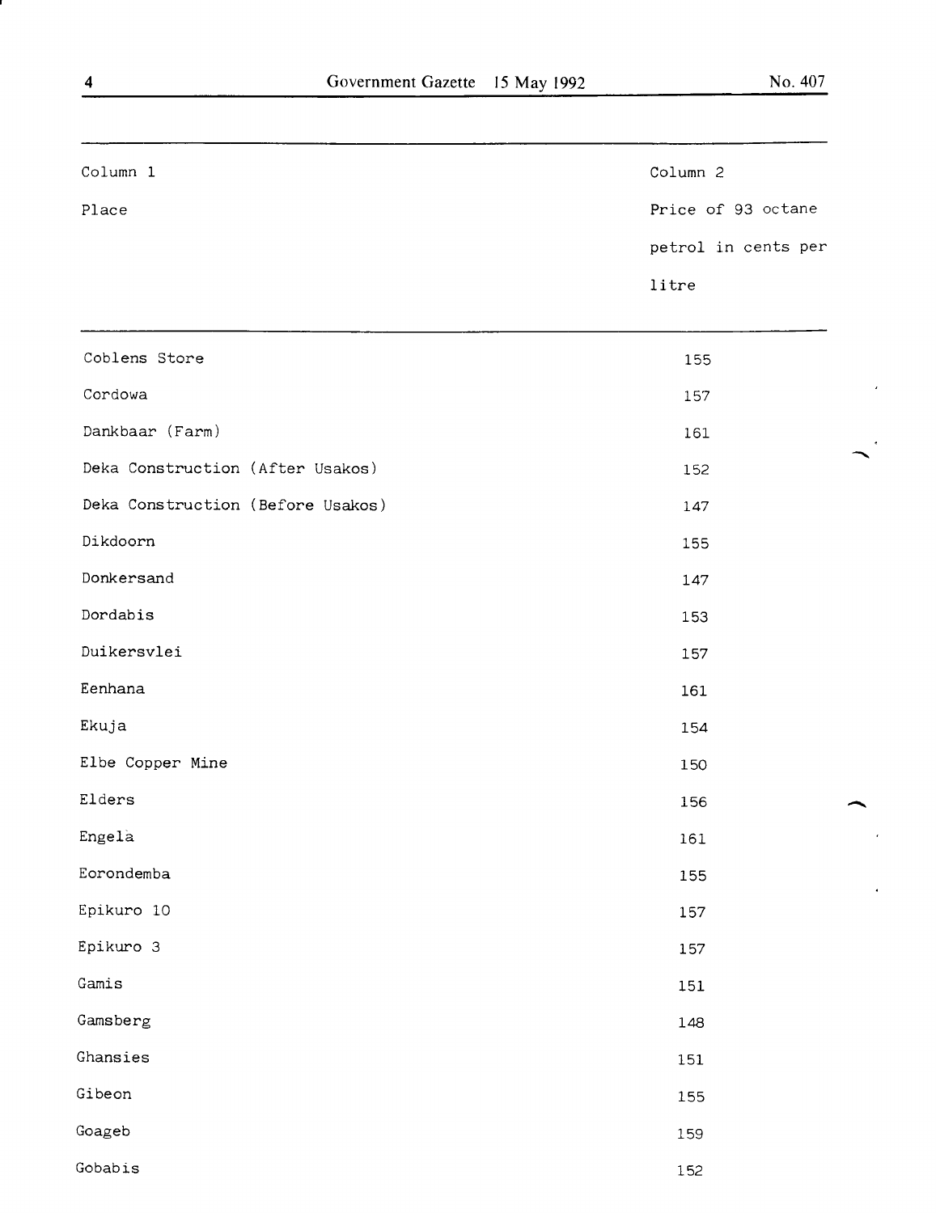| Column 1<br>Place | Column 2<br>Price of 93 octane petrol in cents per litre |
|---|---|
| Coblens Store | 155 |
| Cordowa | 157 |
| Dankbaar (Farm) | 161 |
| Deka Construction (After Usakos) | 152 |
| Deka Construction (Before Usakos) | 147 |
| Dikdoorn | 155 |
| Donkersand | 147 |
| Dordabis | 153 |
| Duikersvlei | 157 |
| Eenhana | 161 |
| Ekuja | 154 |
| Elbe Copper Mine | 150 |
| Elders | 156 |
| Engela | 161 |
| Eorondemba | 155 |
| Epikuro 10 | 157 |
| Epikuro 3 | 157 |
| Gamis | 151 |
| Gamsberg | 148 |
| Ghansies | 151 |
| Gibeon | 155 |
| Goageb | 159 |
| Gobabis | 152 |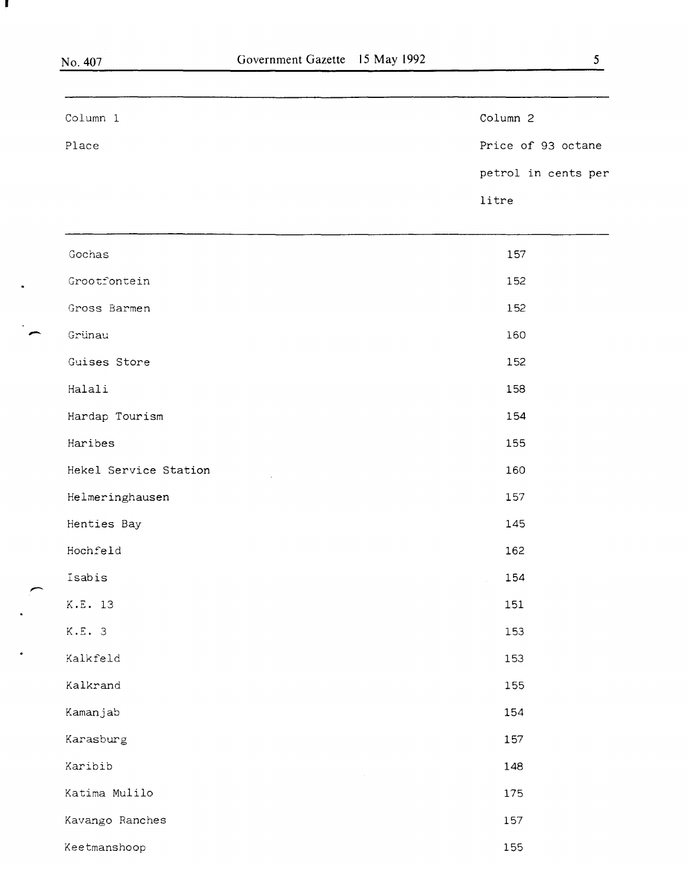| Column 1<br>Place | Column 2<br>Price of 93 octane petrol in cents per litre |
|---|---|
| Gochas | 157 |
| Grootfontein | 152 |
| Gross Barmen | 152 |
| Grünau | 160 |
| Guises Store | 152 |
| Halali | 158 |
| Hardap Tourism | 154 |
| Haribes | 155 |
| Hekel Service Station | 160 |
| Helmeringhausen | 157 |
| Henties Bay | 145 |
| Hochfeld | 162 |
| Isabis | 154 |
| K.E. 13 | 151 |
| K.E. 3 | 153 |
| Kalkfeld | 153 |
| Kalkrand | 155 |
| Kamanjab | 154 |
| Karasburg | 157 |
| Karibib | 148 |
| Katima Mulilo | 175 |
| Kavango Ranches | 157 |
| Keetmanshoop | 155 |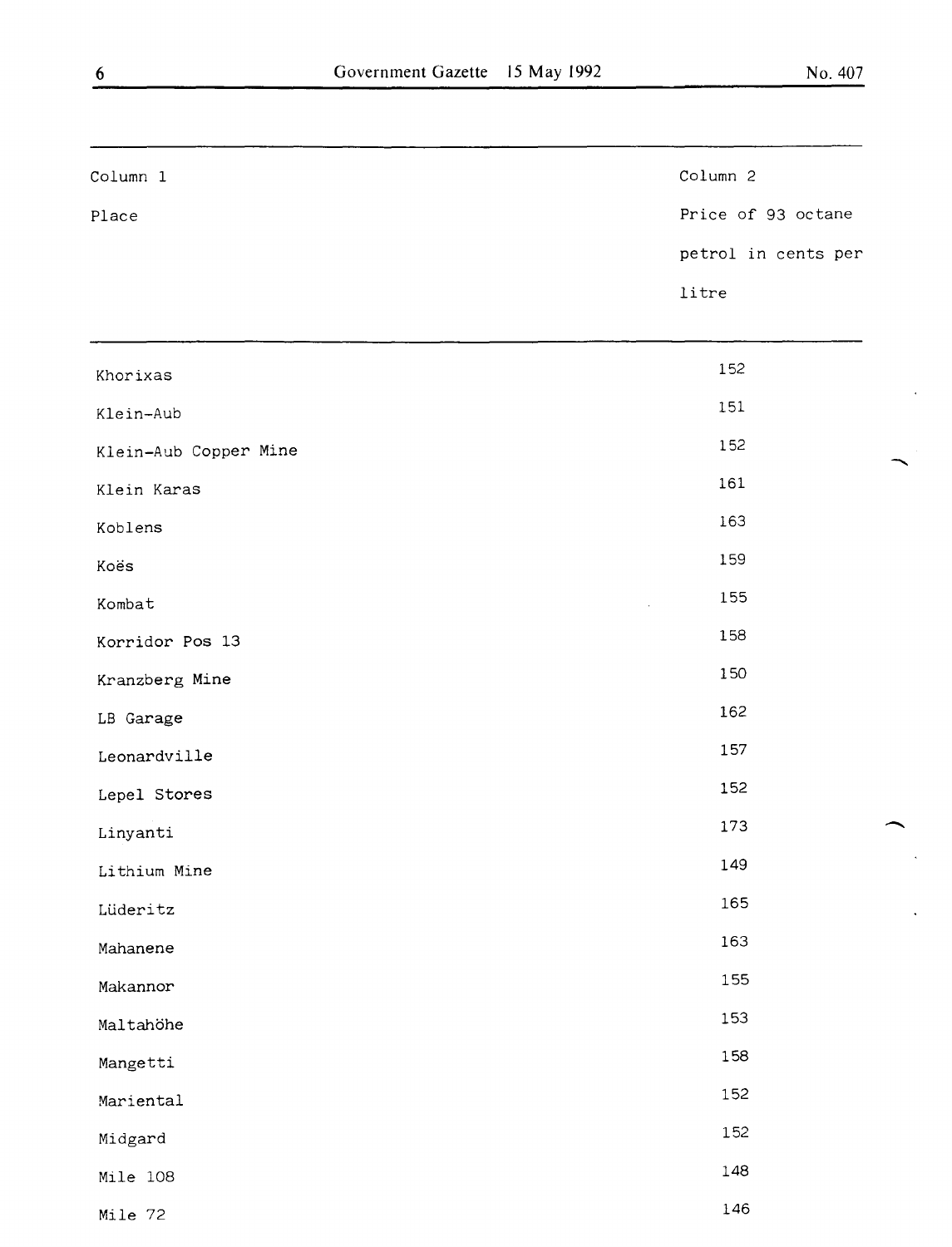| Column 1<br>Place | Column 2<br>Price of 93 octane petrol in cents per litre |
|---|---|
| Khorixas | 152 |
| Klein-Aub | 151 |
| Klein-Aub Copper Mine | 152 |
| Klein Karas | 161 |
| Koblens | 163 |
| Koës | 159 |
| Kombat | 155 |
| Korridor Pos 13 | 158 |
| Kranzberg Mine | 150 |
| LB Garage | 162 |
| Leonardville | 157 |
| Lepel Stores | 152 |
| Linyanti | 173 |
| Lithium Mine | 149 |
| Lüderitz | 165 |
| Mahanene | 163 |
| Makannor | 155 |
| Maltahöhe | 153 |
| Mangetti | 158 |
| Mariental | 152 |
| Midgard | 152 |
| Mile 108 | 148 |
| Mile 72 | 146 |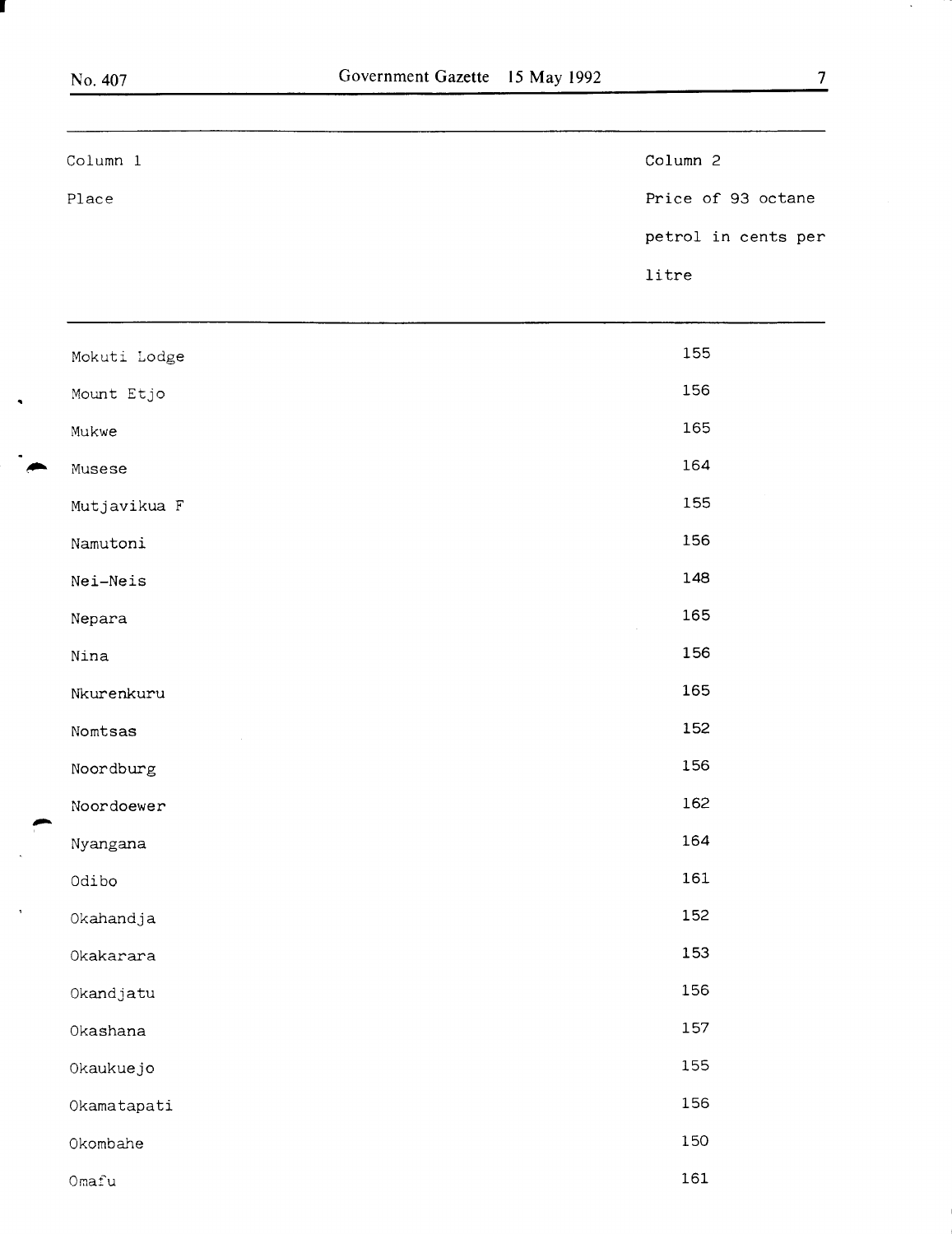| Column 1<br>Place | Column 2<br>Price of 93 octane petrol in cents per litre |
| --- | --- |
| Mokuti Lodge | 155 |
| Mount Etjo | 156 |
| Mukwe | 165 |
| Musese | 164 |
| Mutjavikua F | 155 |
| Namutoni | 156 |
| Nei-Neis | 148 |
| Nepara | 165 |
| Nina | 156 |
| Nkurenkuru | 165 |
| Nomtsas | 152 |
| Noordburg | 156 |
| Noordoewer | 162 |
| Nyangana | 164 |
| Odibo | 161 |
| Okahandja | 152 |
| Okakarara | 153 |
| Okandjatu | 156 |
| Okashana | 157 |
| Okaukuejo | 155 |
| Okamatapati | 156 |
| Okombahe | 150 |
| Omafu | 161 |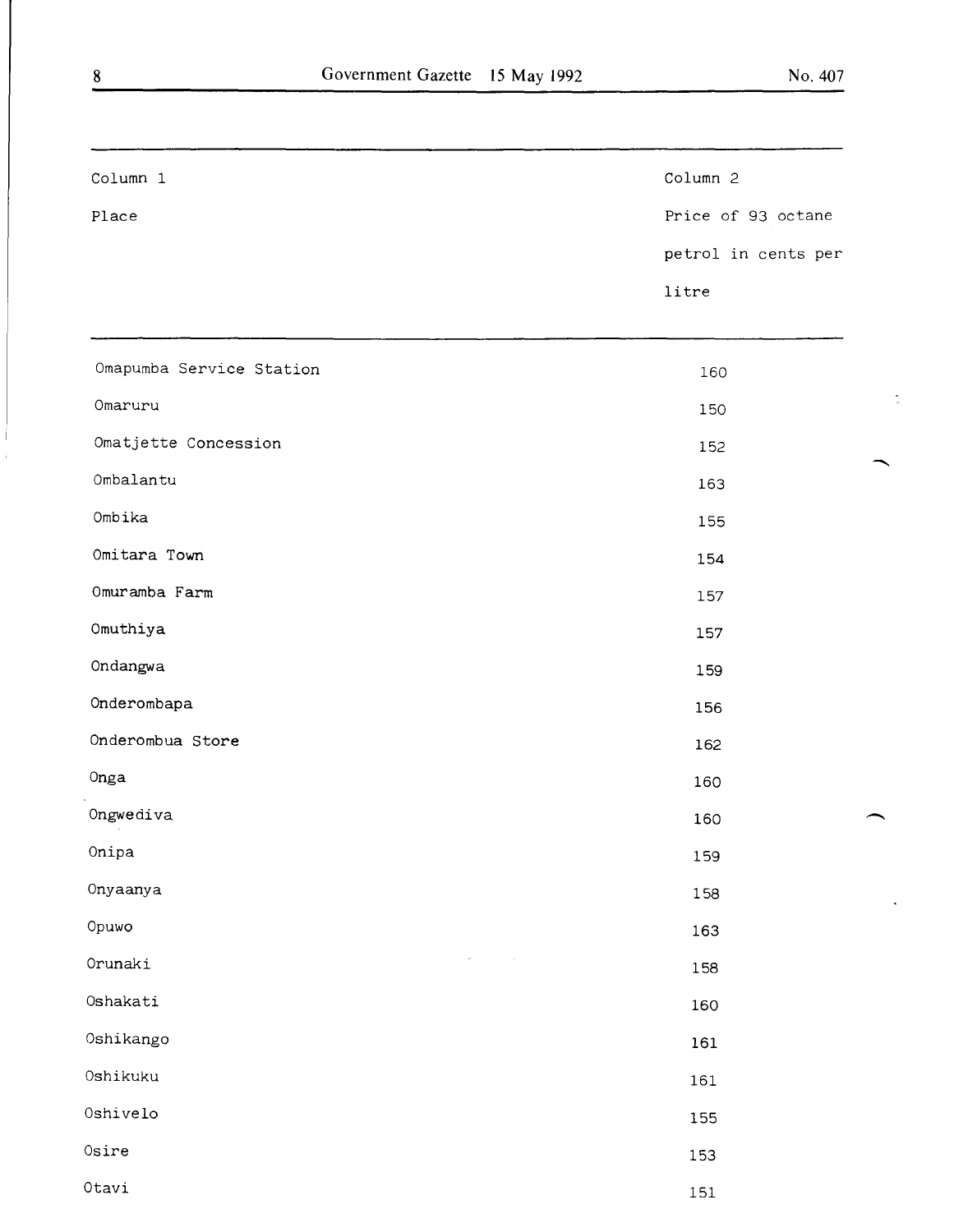| Column 1<br>Place | Column 2<br>Price of 93 octane petrol in cents per litre |
|---|---|
| Omapumba Service Station | 160 |
| Omaruru | 150 |
| Omatjette Concession | 152 |
| Ombalantu | 163 |
| Ombika | 155 |
| Omitara Town | 154 |
| Omuramba Farm | 157 |
| Omuthiya | 157 |
| Ondangwa | 159 |
| Onderombapa | 156 |
| Onderombua Store | 162 |
| Onga | 160 |
| Ongwediva | 160 |
| Onipa | 159 |
| Onyaanya | 158 |
| Opuwo | 163 |
| Orunaki | 158 |
| Oshakati | 160 |
| Oshikango | 161 |
| Oshikuku | 161 |
| Oshivelo | 155 |
| Osire | 153 |
| Otavi | 151 |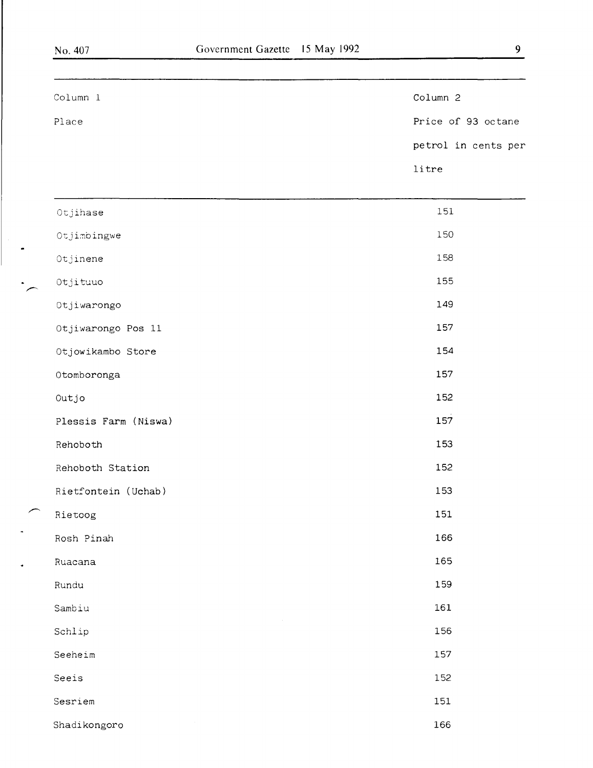| Column 1<br>Place | Column 2<br>Price of 93 octane petrol in cents per litre |
|---|---|
| Otjihase | 151 |
| Otjimbingwe | 150 |
| Otjinene | 158 |
| Otjituuo | 155 |
| Otjiwarongo | 149 |
| Otjiwarongo Pos 11 | 157 |
| Otjowikambo Store | 154 |
| Otomboronga | 157 |
| Outjo | 152 |
| Plessis Farm (Niswa) | 157 |
| Rehoboth | 153 |
| Rehoboth Station | 152 |
| Rietfontein (Uchab) | 153 |
| Rietoog | 151 |
| Rosh Pinah | 166 |
| Ruacana | 165 |
| Rundu | 159 |
| Sambiu | 161 |
| Schlip | 156 |
| Seeheim | 157 |
| Seeis | 152 |
| Sesriem | 151 |
| Shadikongoro | 166 |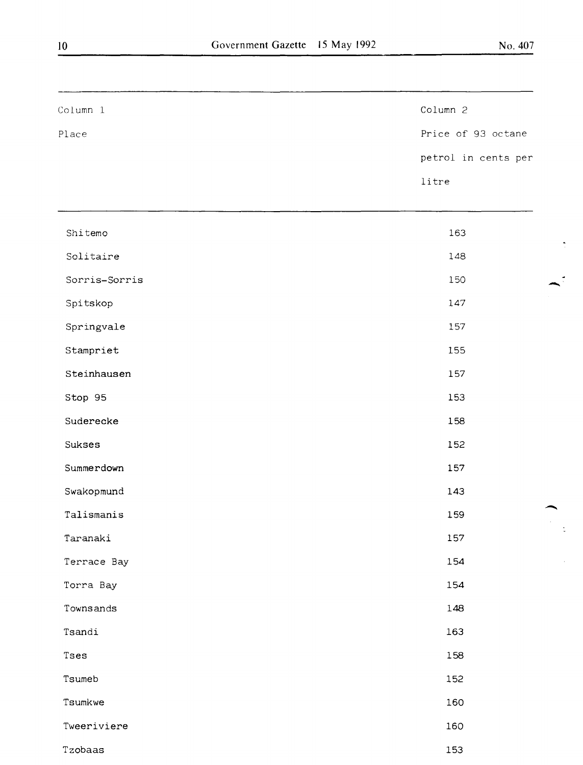| Column 1<br>Place | Column 2<br>Price of 93 octane petrol in cents per litre |
|---|---|
| Shitemo | 163 |
| Solitaire | 148 |
| Sorris-Sorris | 150 |
| Spitskop | 147 |
| Springvale | 157 |
| Stampriet | 155 |
| Steinhausen | 157 |
| Stop 95 | 153 |
| Suderecke | 158 |
| Sukses | 152 |
| Summerdown | 157 |
| Swakopmund | 143 |
| Talismanis | 159 |
| Taranaki | 157 |
| Terrace Bay | 154 |
| Torra Bay | 154 |
| Townsands | 148 |
| Tsandi | 163 |
| Tses | 158 |
| Tsumeb | 152 |
| Tsumkwe | 160 |
| Tweeriviere | 160 |
| Tzobaas | 153 |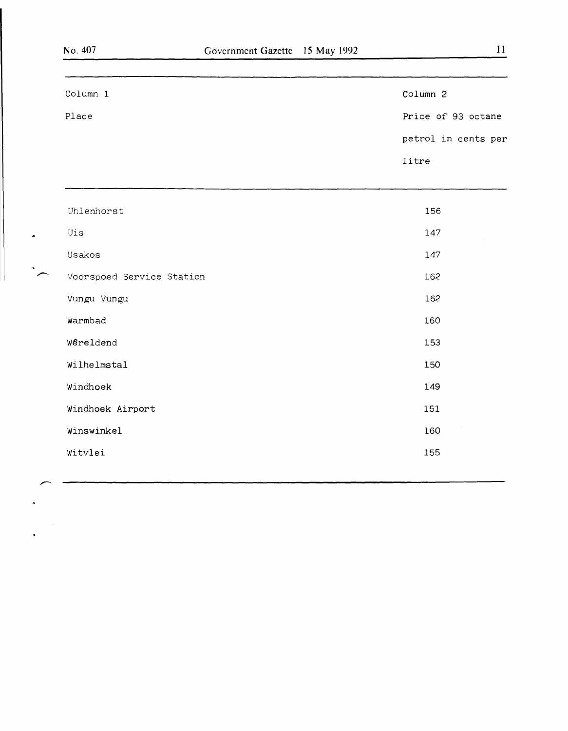| Column 1<br>Place | Column 2<br>Price of 93 octane petrol in cents per litre |
|---|---|
| Uhlenhorst | 156 |
| Uis | 147 |
| Usakos | 147 |
| Voorspoed Service Station | 162 |
| Vungu Vungu | 162 |
| Warmbad | 160 |
| Wêreldend | 153 |
| Wilhelmstal | 150 |
| Windhoek | 149 |
| Windhoek Airport | 151 |
| Winswinkel | 160 |
| Witvlei | 155 |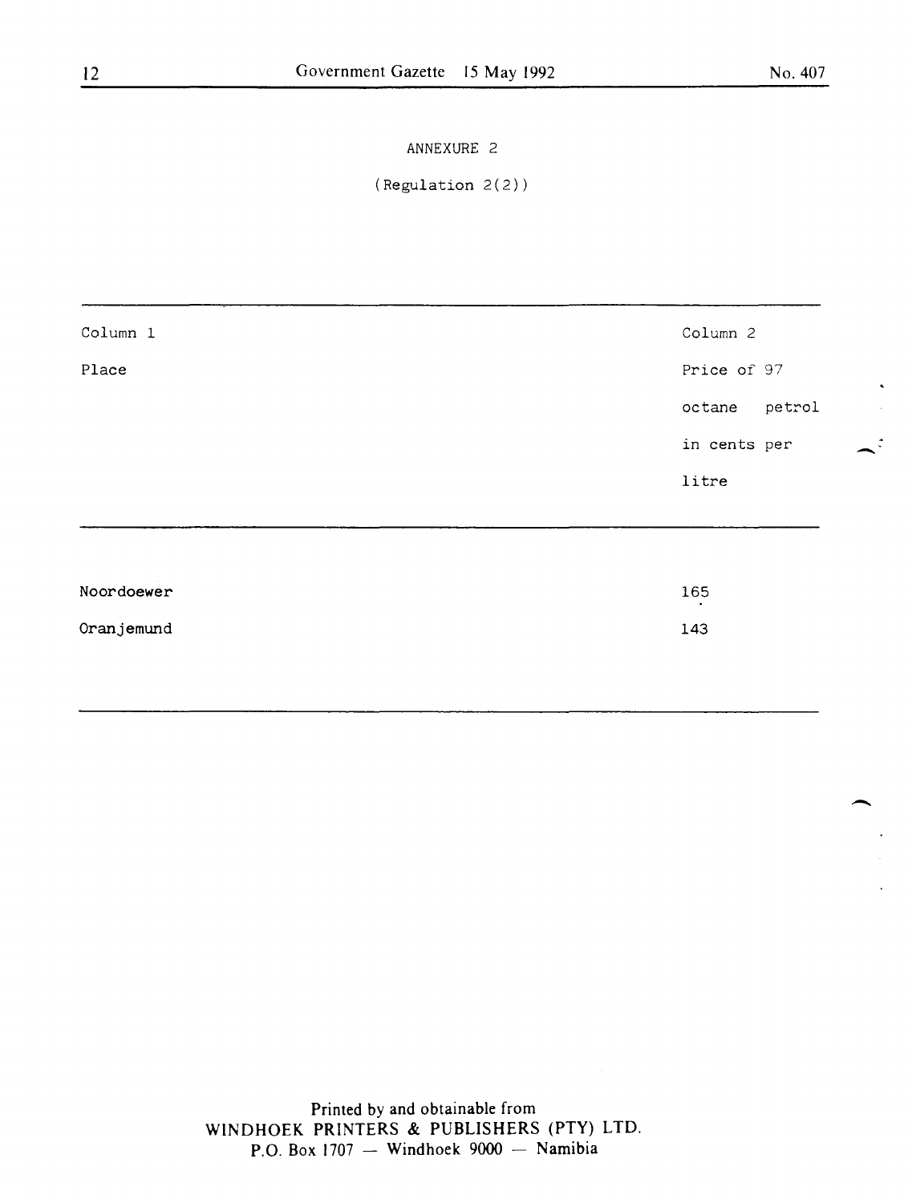ANNEXURE 2

(Regulation 2(2))

| Column 1<br>Place | Column 2<br>Price of 97 octane petrol in cents per litre |
|---|---|
| Noordoewer | 165 |
| Oranjemund | 143 |

Printed by and obtainable from
WINDHOEK PRINTERS & PUBLISHERS (PTY) LTD.
P.O. Box 1707 — Windhoek 9000 — Namibia